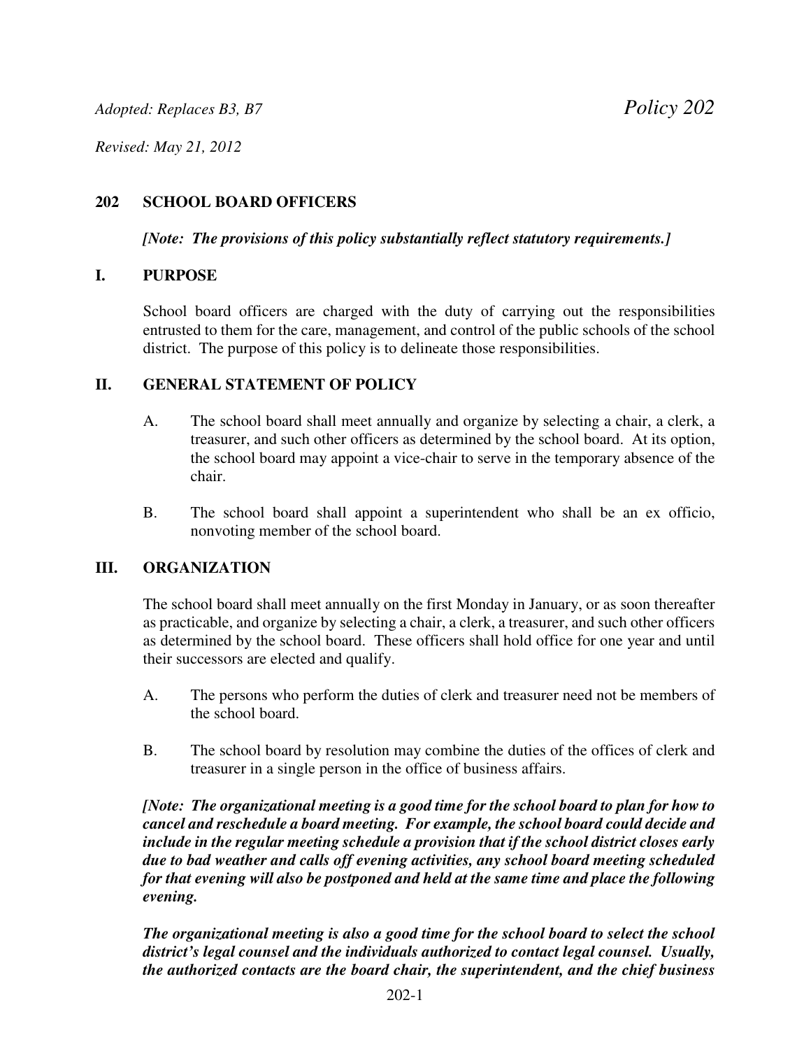*Adopted: Replaces B3, B7* *Policy 202*

*Revised: May 21, 2012*

## 202 SCHOOL BOARD OFFICERS

***[Note: The provisions of this policy substantially reflect statutory requirements.]***

### I. PURPOSE

School board officers are charged with the duty of carrying out the responsibilities entrusted to them for the care, management, and control of the public schools of the school district. The purpose of this policy is to delineate those responsibilities.

### II. GENERAL STATEMENT OF POLICY

A. The school board shall meet annually and organize by selecting a chair, a clerk, a treasurer, and such other officers as determined by the school board. At its option, the school board may appoint a vice-chair to serve in the temporary absence of the chair.

B. The school board shall appoint a superintendent who shall be an ex officio, nonvoting member of the school board.

### III. ORGANIZATION

The school board shall meet annually on the first Monday in January, or as soon thereafter as practicable, and organize by selecting a chair, a clerk, a treasurer, and such other officers as determined by the school board. These officers shall hold office for one year and until their successors are elected and qualify.

A. The persons who perform the duties of clerk and treasurer need not be members of the school board.

B. The school board by resolution may combine the duties of the offices of clerk and treasurer in a single person in the office of business affairs.

***[Note: The organizational meeting is a good time for the school board to plan for how to cancel and reschedule a board meeting. For example, the school board could decide and include in the regular meeting schedule a provision that if the school district closes early due to bad weather and calls off evening activities, any school board meeting scheduled for that evening will also be postponed and held at the same time and place the following evening.***

***The organizational meeting is also a good time for the school board to select the school district's legal counsel and the individuals authorized to contact legal counsel. Usually, the authorized contacts are the board chair, the superintendent, and the chief business***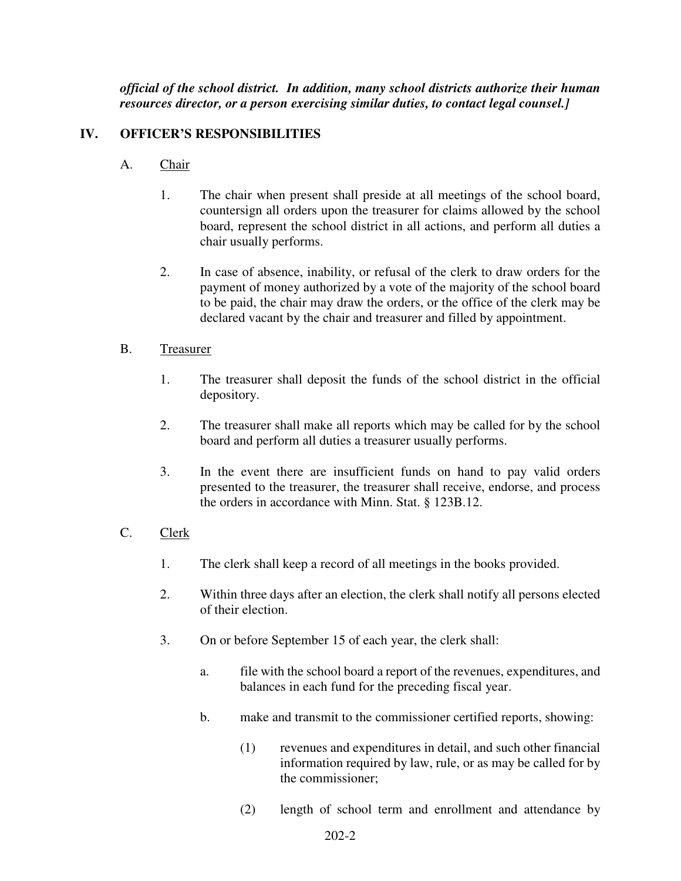***official of the school district. In addition, many school districts authorize their human resources director, or a person exercising similar duties, to contact legal counsel.]***

## IV. OFFICER'S RESPONSIBILITIES

### A. Chair

1. The chair when present shall preside at all meetings of the school board, countersign all orders upon the treasurer for claims allowed by the school board, represent the school district in all actions, and perform all duties a chair usually performs.

2. In case of absence, inability, or refusal of the clerk to draw orders for the payment of money authorized by a vote of the majority of the school board to be paid, the chair may draw the orders, or the office of the clerk may be declared vacant by the chair and treasurer and filled by appointment.

### B. Treasurer

1. The treasurer shall deposit the funds of the school district in the official depository.

2. The treasurer shall make all reports which may be called for by the school board and perform all duties a treasurer usually performs.

3. In the event there are insufficient funds on hand to pay valid orders presented to the treasurer, the treasurer shall receive, endorse, and process the orders in accordance with Minn. Stat. § 123B.12.

### C. Clerk

1. The clerk shall keep a record of all meetings in the books provided.

2. Within three days after an election, the clerk shall notify all persons elected of their election.

3. On or before September 15 of each year, the clerk shall:

   a. file with the school board a report of the revenues, expenditures, and balances in each fund for the preceding fiscal year.

   b. make and transmit to the commissioner certified reports, showing:

      (1) revenues and expenditures in detail, and such other financial information required by law, rule, or as may be called for by the commissioner;

      (2) length of school term and enrollment and attendance by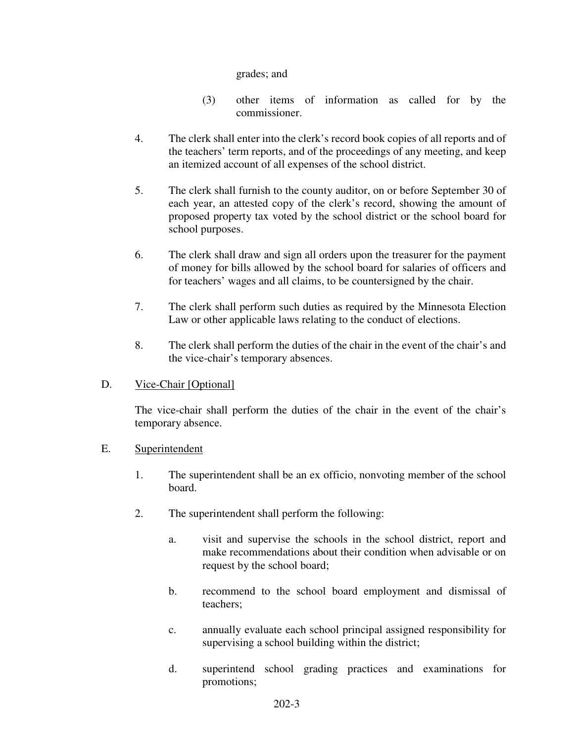grades; and

(3) other items of information as called for by the commissioner.

4. The clerk shall enter into the clerk's record book copies of all reports and of the teachers' term reports, and of the proceedings of any meeting, and keep an itemized account of all expenses of the school district.

5. The clerk shall furnish to the county auditor, on or before September 30 of each year, an attested copy of the clerk's record, showing the amount of proposed property tax voted by the school district or the school board for school purposes.

6. The clerk shall draw and sign all orders upon the treasurer for the payment of money for bills allowed by the school board for salaries of officers and for teachers' wages and all claims, to be countersigned by the chair.

7. The clerk shall perform such duties as required by the Minnesota Election Law or other applicable laws relating to the conduct of elections.

8. The clerk shall perform the duties of the chair in the event of the chair's and the vice-chair's temporary absences.

D. <u>Vice-Chair [Optional]</u>

The vice-chair shall perform the duties of the chair in the event of the chair's temporary absence.

E. <u>Superintendent</u>

1. The superintendent shall be an ex officio, nonvoting member of the school board.

2. The superintendent shall perform the following:

a. visit and supervise the schools in the school district, report and make recommendations about their condition when advisable or on request by the school board;

b. recommend to the school board employment and dismissal of teachers;

c. annually evaluate each school principal assigned responsibility for supervising a school building within the district;

d. superintend school grading practices and examinations for promotions;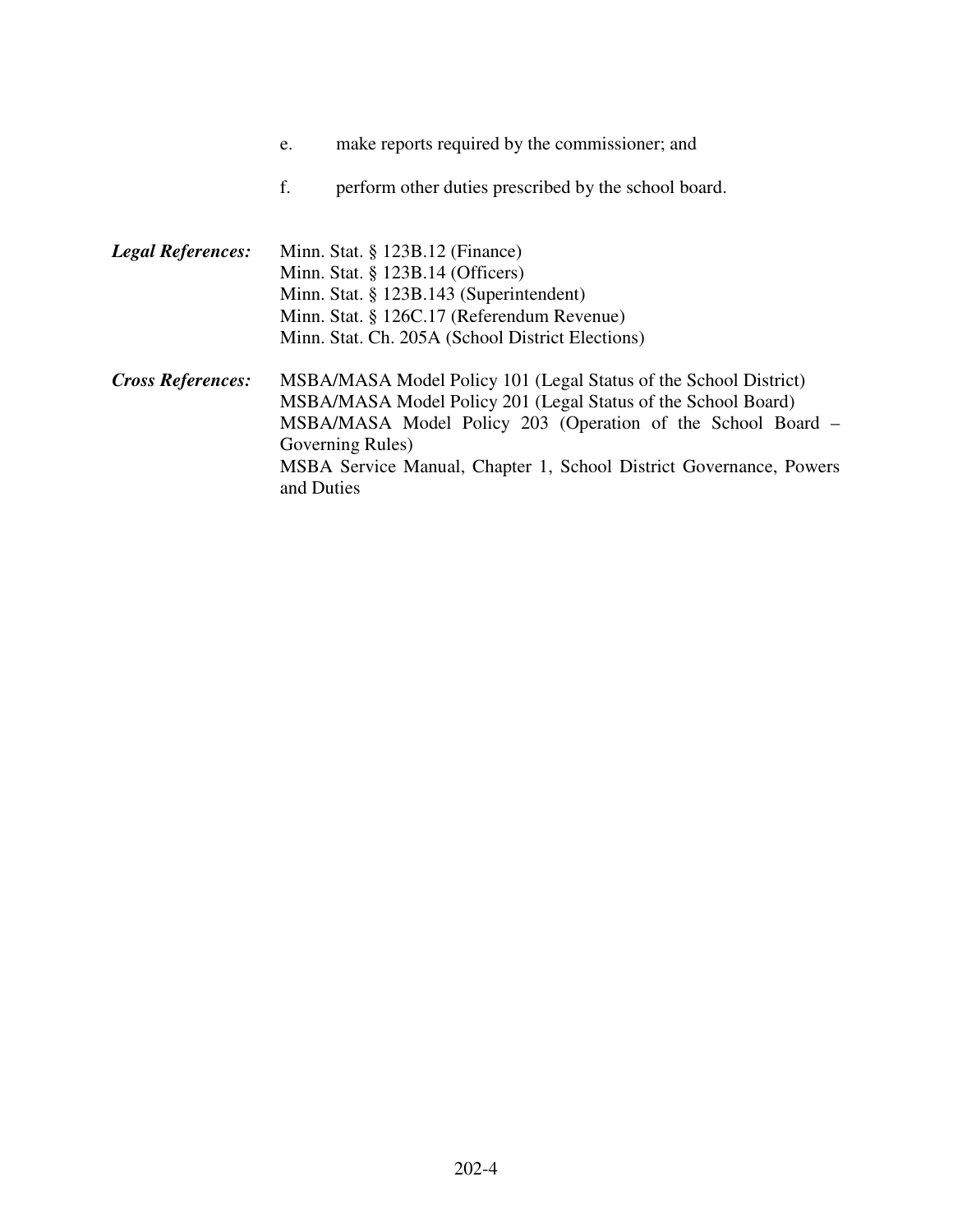e. make reports required by the commissioner; and

f. perform other duties prescribed by the school board.

***Legal References:***

Minn. Stat. § 123B.12 (Finance)
Minn. Stat. § 123B.14 (Officers)
Minn. Stat. § 123B.143 (Superintendent)
Minn. Stat. § 126C.17 (Referendum Revenue)
Minn. Stat. Ch. 205A (School District Elections)

***Cross References:***

MSBA/MASA Model Policy 101 (Legal Status of the School District)
MSBA/MASA Model Policy 201 (Legal Status of the School Board)
MSBA/MASA Model Policy 203 (Operation of the School Board – Governing Rules)
MSBA Service Manual, Chapter 1, School District Governance, Powers and Duties